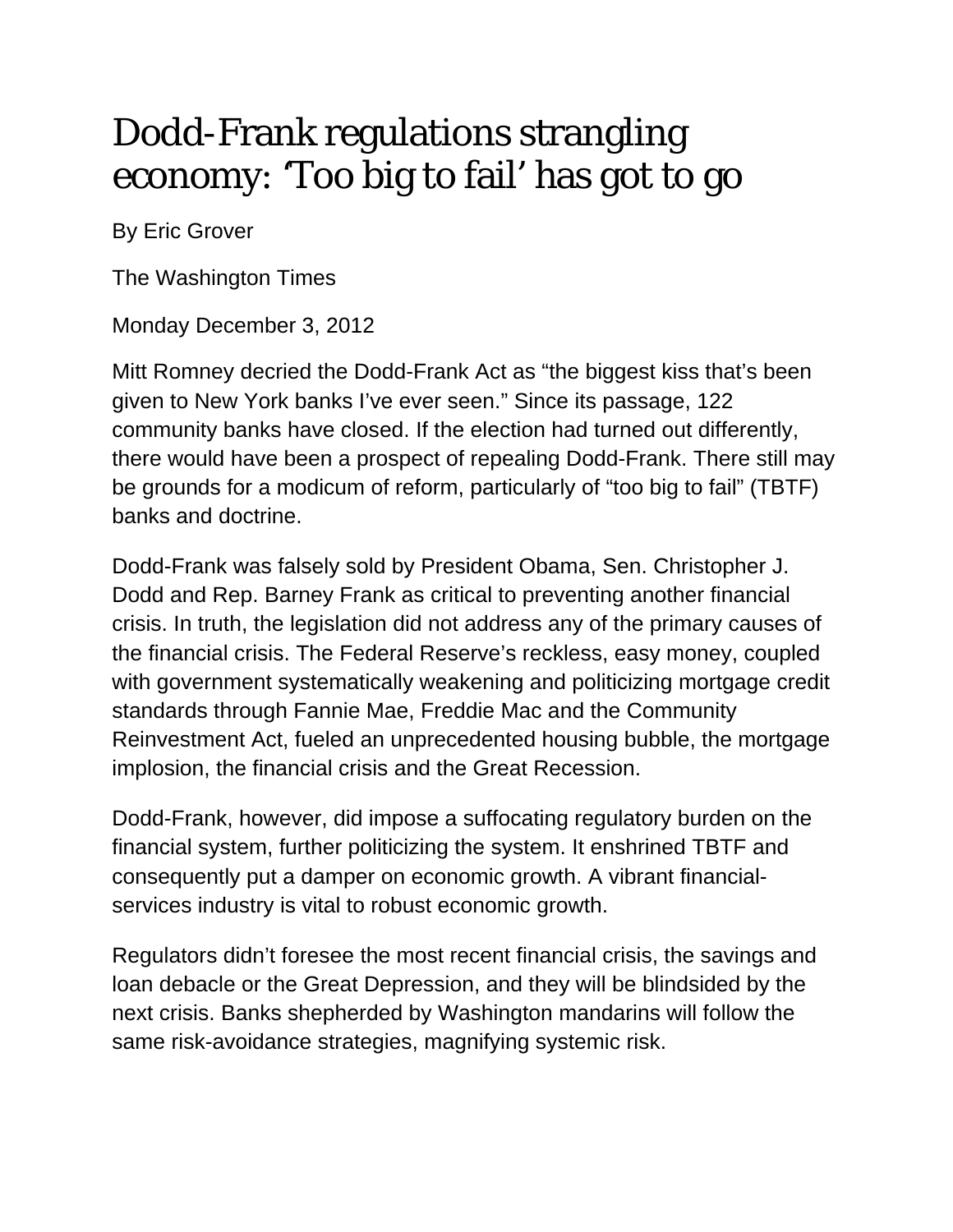# Dodd-Frank regulations strangling economy: 'Too big to fail' has got to go

By Eric Grover

The Washington Times

Monday December 3, 2012

Mitt Romney decried the Dodd-Frank Act as "the biggest kiss that's been given to New York banks I've ever seen." Since its passage, 122 community banks have closed. If the election had turned out differently, there would have been a prospect of repealing Dodd-Frank. There still may be grounds for a modicum of reform, particularly of "too big to fail" (TBTF) banks and doctrine.

Dodd-Frank was falsely sold by President Obama, Sen. Christopher J. Dodd and Rep. Barney Frank as critical to preventing another financial crisis. In truth, the legislation did not address any of the primary causes of the financial crisis. The Federal Reserve's reckless, easy money, coupled with government systematically weakening and politicizing mortgage credit standards through Fannie Mae, Freddie Mac and the Community Reinvestment Act, fueled an unprecedented housing bubble, the mortgage implosion, the financial crisis and the Great Recession.

Dodd-Frank, however, did impose a suffocating regulatory burden on the financial system, further politicizing the system. It enshrined TBTF and consequently put a damper on economic growth. A vibrant financial-services industry is vital to robust economic growth.

Regulators didn't foresee the most recent financial crisis, the savings and loan debacle or the Great Depression, and they will be blindsided by the next crisis. Banks shepherded by Washington mandarins will follow the same risk-avoidance strategies, magnifying systemic risk.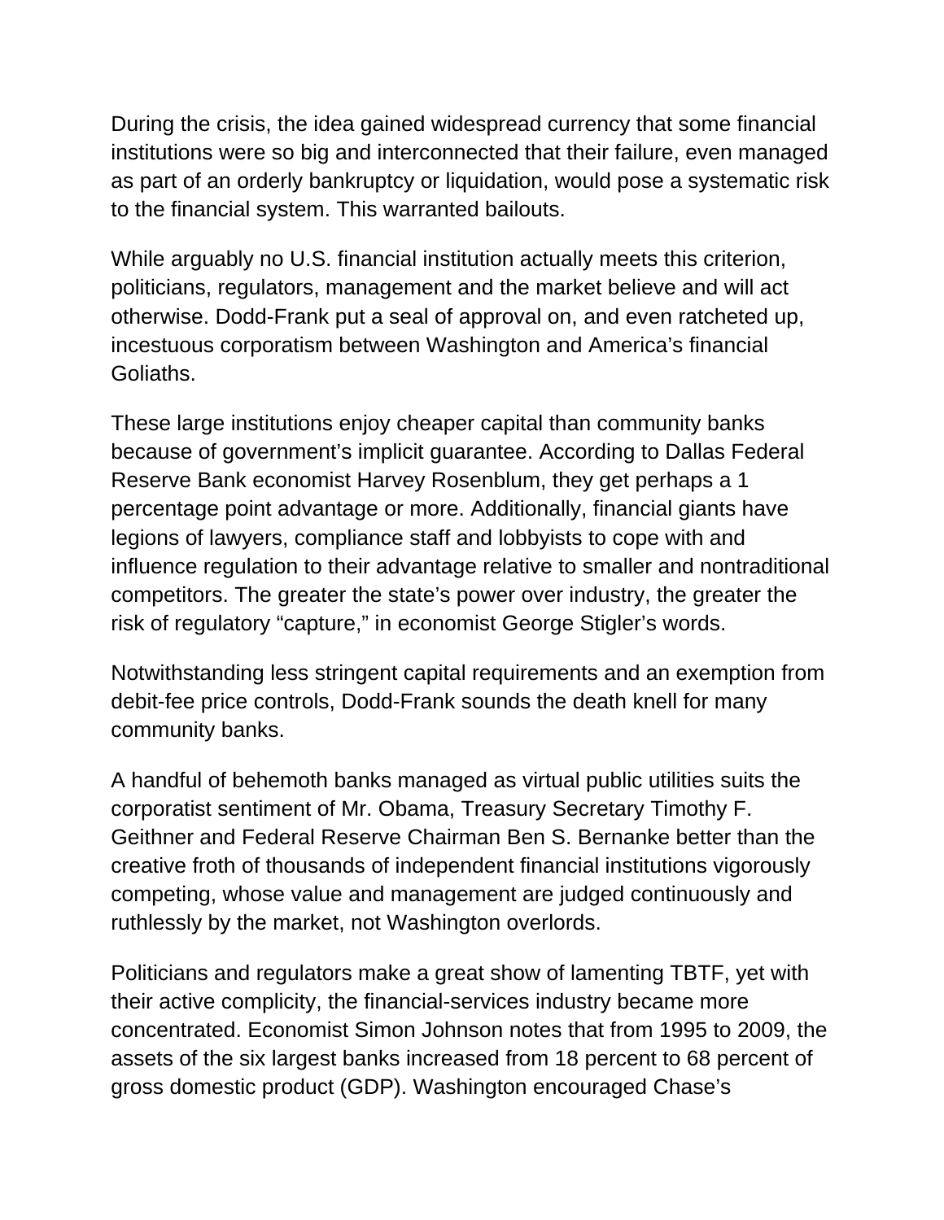During the crisis, the idea gained widespread currency that some financial institutions were so big and interconnected that their failure, even managed as part of an orderly bankruptcy or liquidation, would pose a systematic risk to the financial system. This warranted bailouts.

While arguably no U.S. financial institution actually meets this criterion, politicians, regulators, management and the market believe and will act otherwise. Dodd-Frank put a seal of approval on, and even ratcheted up, incestuous corporatism between Washington and America's financial Goliaths.

These large institutions enjoy cheaper capital than community banks because of government's implicit guarantee. According to Dallas Federal Reserve Bank economist Harvey Rosenblum, they get perhaps a 1 percentage point advantage or more. Additionally, financial giants have legions of lawyers, compliance staff and lobbyists to cope with and influence regulation to their advantage relative to smaller and nontraditional competitors. The greater the state's power over industry, the greater the risk of regulatory "capture," in economist George Stigler's words.

Notwithstanding less stringent capital requirements and an exemption from debit-fee price controls, Dodd-Frank sounds the death knell for many community banks.

A handful of behemoth banks managed as virtual public utilities suits the corporatist sentiment of Mr. Obama, Treasury Secretary Timothy F. Geithner and Federal Reserve Chairman Ben S. Bernanke better than the creative froth of thousands of independent financial institutions vigorously competing, whose value and management are judged continuously and ruthlessly by the market, not Washington overlords.

Politicians and regulators make a great show of lamenting TBTF, yet with their active complicity, the financial-services industry became more concentrated. Economist Simon Johnson notes that from 1995 to 2009, the assets of the six largest banks increased from 18 percent to 68 percent of gross domestic product (GDP). Washington encouraged Chase's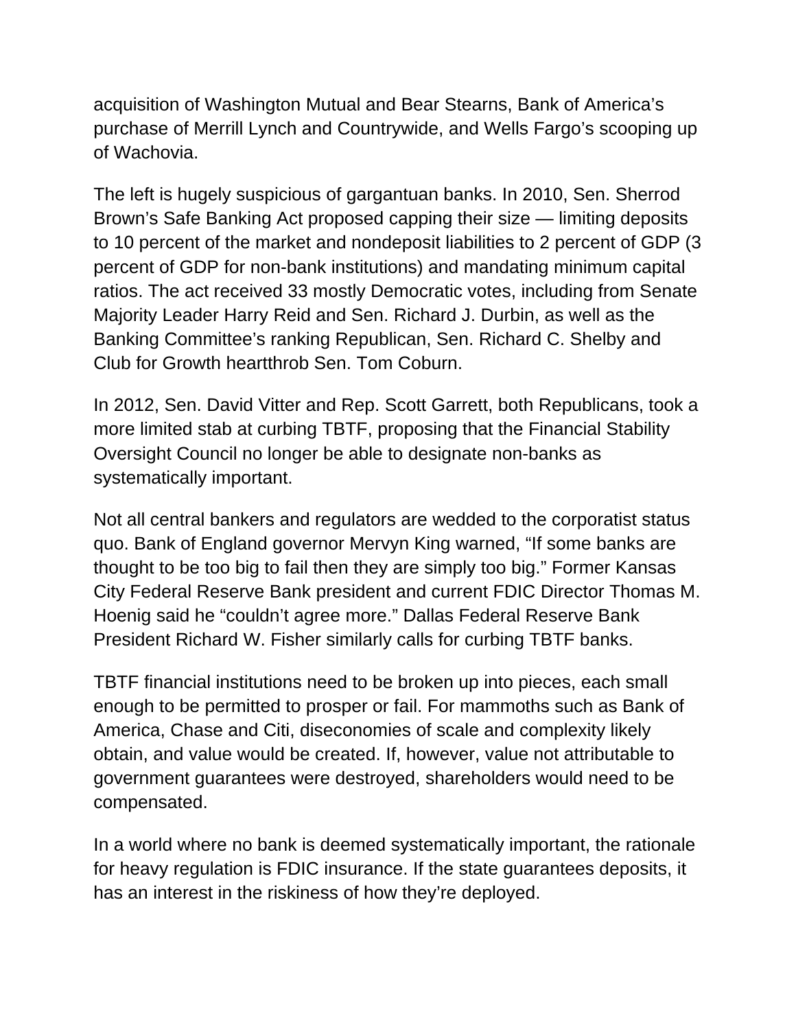acquisition of Washington Mutual and Bear Stearns, Bank of America's purchase of Merrill Lynch and Countrywide, and Wells Fargo's scooping up of Wachovia.

The left is hugely suspicious of gargantuan banks. In 2010, Sen. Sherrod Brown's Safe Banking Act proposed capping their size — limiting deposits to 10 percent of the market and nondeposit liabilities to 2 percent of GDP (3 percent of GDP for non-bank institutions) and mandating minimum capital ratios. The act received 33 mostly Democratic votes, including from Senate Majority Leader Harry Reid and Sen. Richard J. Durbin, as well as the Banking Committee's ranking Republican, Sen. Richard C. Shelby and Club for Growth heartthrob Sen. Tom Coburn.

In 2012, Sen. David Vitter and Rep. Scott Garrett, both Republicans, took a more limited stab at curbing TBTF, proposing that the Financial Stability Oversight Council no longer be able to designate non-banks as systematically important.

Not all central bankers and regulators are wedded to the corporatist status quo. Bank of England governor Mervyn King warned, "If some banks are thought to be too big to fail then they are simply too big." Former Kansas City Federal Reserve Bank president and current FDIC Director Thomas M. Hoenig said he "couldn't agree more." Dallas Federal Reserve Bank President Richard W. Fisher similarly calls for curbing TBTF banks.

TBTF financial institutions need to be broken up into pieces, each small enough to be permitted to prosper or fail. For mammoths such as Bank of America, Chase and Citi, diseconomies of scale and complexity likely obtain, and value would be created. If, however, value not attributable to government guarantees were destroyed, shareholders would need to be compensated.

In a world where no bank is deemed systematically important, the rationale for heavy regulation is FDIC insurance. If the state guarantees deposits, it has an interest in the riskiness of how they're deployed.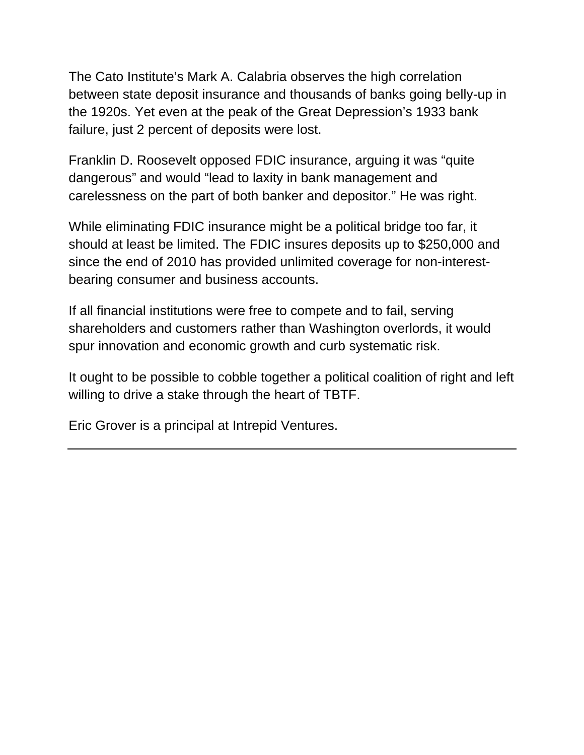The Cato Institute's Mark A. Calabria observes the high correlation between state deposit insurance and thousands of banks going belly-up in the 1920s. Yet even at the peak of the Great Depression's 1933 bank failure, just 2 percent of deposits were lost.

Franklin D. Roosevelt opposed FDIC insurance, arguing it was "quite dangerous" and would "lead to laxity in bank management and carelessness on the part of both banker and depositor." He was right.

While eliminating FDIC insurance might be a political bridge too far, it should at least be limited. The FDIC insures deposits up to $250,000 and since the end of 2010 has provided unlimited coverage for non-interest-bearing consumer and business accounts.

If all financial institutions were free to compete and to fail, serving shareholders and customers rather than Washington overlords, it would spur innovation and economic growth and curb systematic risk.

It ought to be possible to cobble together a political coalition of right and left willing to drive a stake through the heart of TBTF.

Eric Grover is a principal at Intrepid Ventures.

---